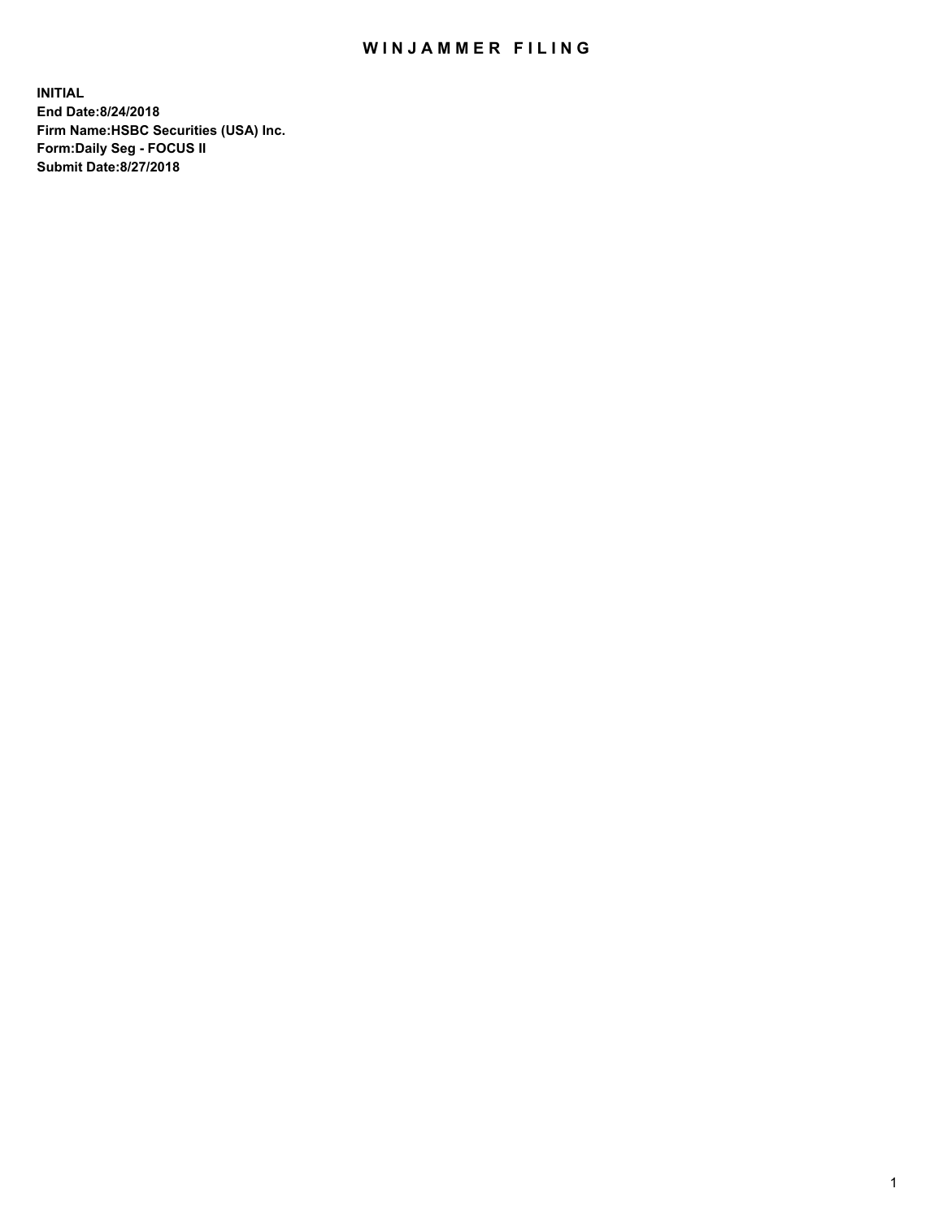# WINJAMMER FILING

**INITIAL**
**End Date:8/24/2018**
**Firm Name:HSBC Securities (USA) Inc.**
**Form:Daily Seg - FOCUS II**
**Submit Date:8/27/2018**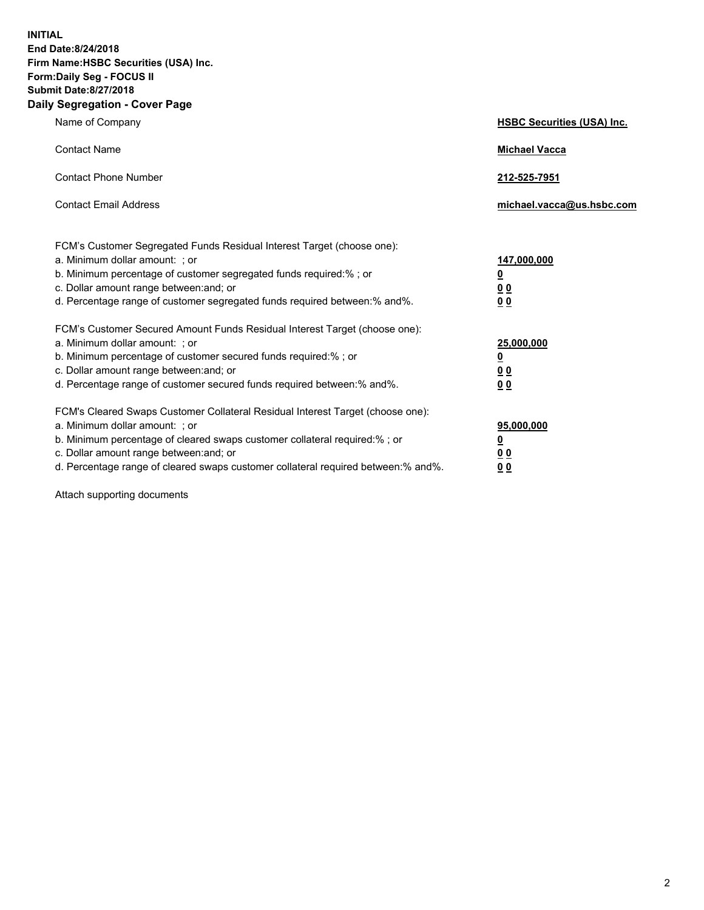**INITIAL**
**End Date:8/24/2018**
**Firm Name:HSBC Securities (USA) Inc.**
**Form:Daily Seg - FOCUS II**
**Submit Date:8/27/2018**

## Daily Segregation - Cover Page

| | |
|---|---|
| Name of Company | **HSBC Securities (USA) Inc.** |
| Contact Name | **Michael Vacca** |
| Contact Phone Number | **212-525-7951** |
| Contact Email Address | **michael.vacca@us.hsbc.com** |

| | |
|---|---|
| FCM's Customer Segregated Funds Residual Interest Target (choose one): | |
| a. Minimum dollar amount: ; or | **147,000,000** |
| b. Minimum percentage of customer segregated funds required:% ; or | **0** |
| c. Dollar amount range between:and; or | **0 0** |
| d. Percentage range of customer segregated funds required between:% and%. | **0 0** |
| FCM's Customer Secured Amount Funds Residual Interest Target (choose one): | |
| a. Minimum dollar amount: ; or | **25,000,000** |
| b. Minimum percentage of customer secured funds required:% ; or | **0** |
| c. Dollar amount range between:and; or | **0 0** |
| d. Percentage range of customer secured funds required between:% and%. | **0 0** |
| FCM's Cleared Swaps Customer Collateral Residual Interest Target (choose one): | |
| a. Minimum dollar amount: ; or | **95,000,000** |
| b. Minimum percentage of cleared swaps customer collateral required:% ; or | **0** |
| c. Dollar amount range between:and; or | **0 0** |
| d. Percentage range of cleared swaps customer collateral required between:% and%. | **0 0** |

Attach supporting documents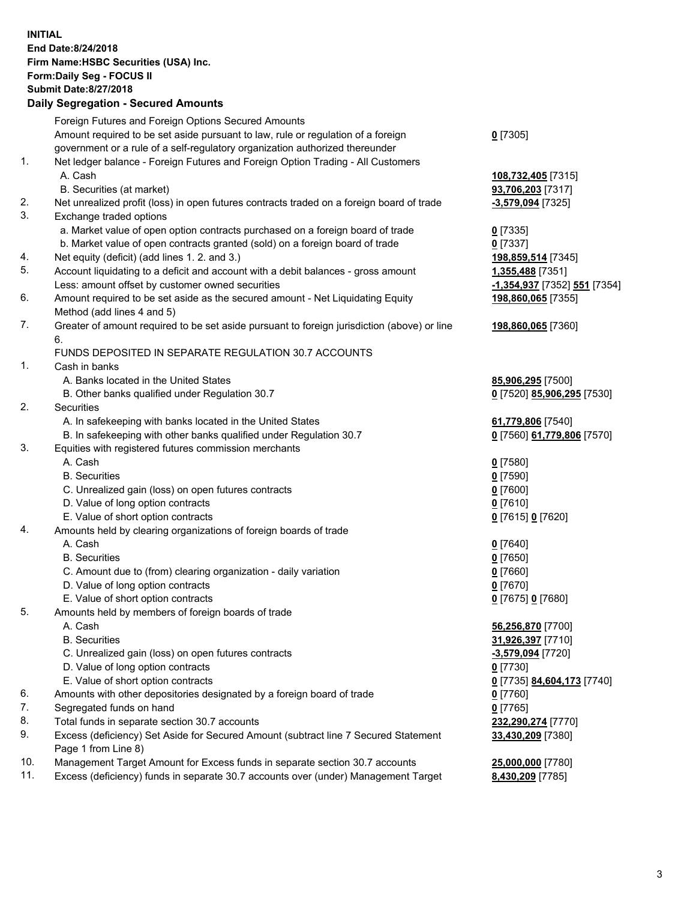**INITIAL**
**End Date:8/24/2018**
**Firm Name:HSBC Securities (USA) Inc.**
**Form:Daily Seg - FOCUS II**
**Submit Date:8/27/2018**

**Daily Segregation - Secured Amounts**

| | | |
|---|---|---|
| | Foreign Futures and Foreign Options Secured Amounts | |
| | Amount required to be set aside pursuant to law, rule or regulation of a foreign government or a rule of a self-regulatory organization authorized thereunder | **0** [7305] |
| 1. | Net ledger balance - Foreign Futures and Foreign Option Trading - All Customers | |
| | A. Cash | **108,732,405** [7315] |
| | B. Securities (at market) | **93,706,203** [7317] |
| 2. | Net unrealized profit (loss) in open futures contracts traded on a foreign board of trade | **-3,579,094** [7325] |
| 3. | Exchange traded options | |
| | a. Market value of open option contracts purchased on a foreign board of trade | **0** [7335] |
| | b. Market value of open contracts granted (sold) on a foreign board of trade | **0** [7337] |
| 4. | Net equity (deficit) (add lines 1. 2. and 3.) | **198,859,514** [7345] |
| 5. | Account liquidating to a deficit and account with a debit balances - gross amount | **1,355,488** [7351] |
| | Less: amount offset by customer owned securities | **-1,354,937** [7352] **551** [7354] |
| 6. | Amount required to be set aside as the secured amount - Net Liquidating Equity Method (add lines 4 and 5) | **198,860,065** [7355] |
| 7. | Greater of amount required to be set aside pursuant to foreign jurisdiction (above) or line 6. | **198,860,065** [7360] |
| | FUNDS DEPOSITED IN SEPARATE REGULATION 30.7 ACCOUNTS | |
| 1. | Cash in banks | |
| | A. Banks located in the United States | **85,906,295** [7500] |
| | B. Other banks qualified under Regulation 30.7 | **0** [7520] **85,906,295** [7530] |
| 2. | Securities | |
| | A. In safekeeping with banks located in the United States | **61,779,806** [7540] |
| | B. In safekeeping with other banks qualified under Regulation 30.7 | **0** [7560] **61,779,806** [7570] |
| 3. | Equities with registered futures commission merchants | |
| | A. Cash | **0** [7580] |
| | B. Securities | **0** [7590] |
| | C. Unrealized gain (loss) on open futures contracts | **0** [7600] |
| | D. Value of long option contracts | **0** [7610] |
| | E. Value of short option contracts | **0** [7615] **0** [7620] |
| 4. | Amounts held by clearing organizations of foreign boards of trade | |
| | A. Cash | **0** [7640] |
| | B. Securities | **0** [7650] |
| | C. Amount due to (from) clearing organization - daily variation | **0** [7660] |
| | D. Value of long option contracts | **0** [7670] |
| | E. Value of short option contracts | **0** [7675] **0** [7680] |
| 5. | Amounts held by members of foreign boards of trade | |
| | A. Cash | **56,256,870** [7700] |
| | B. Securities | **31,926,397** [7710] |
| | C. Unrealized gain (loss) on open futures contracts | **-3,579,094** [7720] |
| | D. Value of long option contracts | **0** [7730] |
| | E. Value of short option contracts | **0** [7735] **84,604,173** [7740] |
| 6. | Amounts with other depositories designated by a foreign board of trade | **0** [7760] |
| 7. | Segregated funds on hand | **0** [7765] |
| 8. | Total funds in separate section 30.7 accounts | **232,290,274** [7770] |
| 9. | Excess (deficiency) Set Aside for Secured Amount (subtract line 7 Secured Statement Page 1 from Line 8) | **33,430,209** [7380] |
| 10. | Management Target Amount for Excess funds in separate section 30.7 accounts | **25,000,000** [7780] |
| 11. | Excess (deficiency) funds in separate 30.7 accounts over (under) Management Target | **8,430,209** [7785] |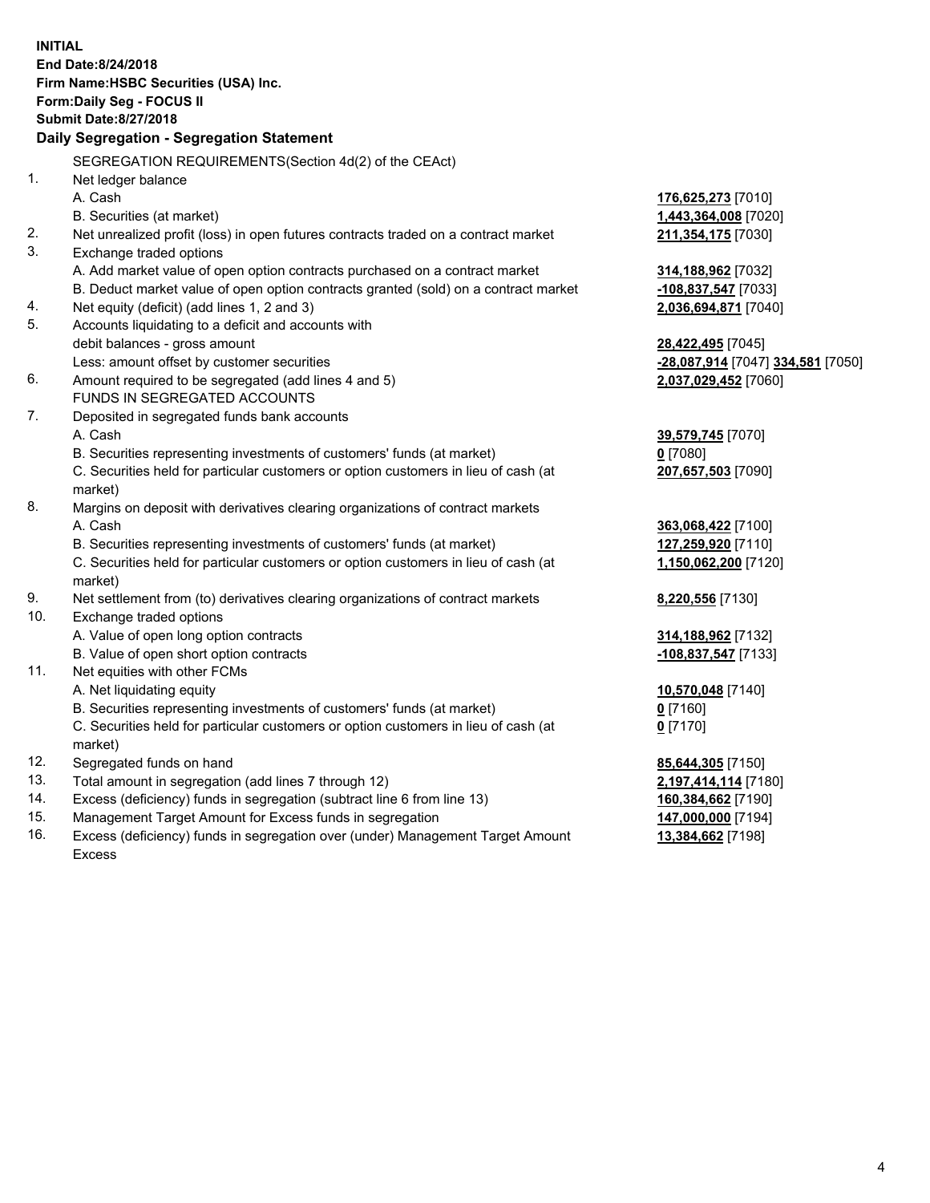**INITIAL**
**End Date:8/24/2018**
**Firm Name:HSBC Securities (USA) Inc.**
**Form:Daily Seg - FOCUS II**
**Submit Date:8/27/2018**

## Daily Segregation - Segregation Statement

SEGREGATION REQUIREMENTS(Section 4d(2) of the CEAct)

| | | |
|---|---|---|
| 1. | Net ledger balance | |
| | A. Cash | **176,625,273** [7010] |
| | B. Securities (at market) | **1,443,364,008** [7020] |
| 2. | Net unrealized profit (loss) in open futures contracts traded on a contract market | **211,354,175** [7030] |
| 3. | Exchange traded options | |
| | A. Add market value of open option contracts purchased on a contract market | **314,188,962** [7032] |
| | B. Deduct market value of open option contracts granted (sold) on a contract market | **-108,837,547** [7033] |
| 4. | Net equity (deficit) (add lines 1, 2 and 3) | **2,036,694,871** [7040] |
| 5. | Accounts liquidating to a deficit and accounts with debit balances - gross amount | **28,422,495** [7045] |
| | Less: amount offset by customer securities | **-28,087,914** [7047] **334,581** [7050] |
| 6. | Amount required to be segregated (add lines 4 and 5) | **2,037,029,452** [7060] |
| | FUNDS IN SEGREGATED ACCOUNTS | |
| 7. | Deposited in segregated funds bank accounts | |
| | A. Cash | **39,579,745** [7070] |
| | B. Securities representing investments of customers' funds (at market) | **0** [7080] |
| | C. Securities held for particular customers or option customers in lieu of cash (at market) | **207,657,503** [7090] |
| 8. | Margins on deposit with derivatives clearing organizations of contract markets | |
| | A. Cash | **363,068,422** [7100] |
| | B. Securities representing investments of customers' funds (at market) | **127,259,920** [7110] |
| | C. Securities held for particular customers or option customers in lieu of cash (at market) | **1,150,062,200** [7120] |
| 9. | Net settlement from (to) derivatives clearing organizations of contract markets | **8,220,556** [7130] |
| 10. | Exchange traded options | |
| | A. Value of open long option contracts | **314,188,962** [7132] |
| | B. Value of open short option contracts | **-108,837,547** [7133] |
| 11. | Net equities with other FCMs | |
| | A. Net liquidating equity | **10,570,048** [7140] |
| | B. Securities representing investments of customers' funds (at market) | **0** [7160] |
| | C. Securities held for particular customers or option customers in lieu of cash (at market) | **0** [7170] |
| 12. | Segregated funds on hand | **85,644,305** [7150] |
| 13. | Total amount in segregation (add lines 7 through 12) | **2,197,414,114** [7180] |
| 14. | Excess (deficiency) funds in segregation (subtract line 6 from line 13) | **160,384,662** [7190] |
| 15. | Management Target Amount for Excess funds in segregation | **147,000,000** [7194] |
| 16. | Excess (deficiency) funds in segregation over (under) Management Target Amount Excess | **13,384,662** [7198] |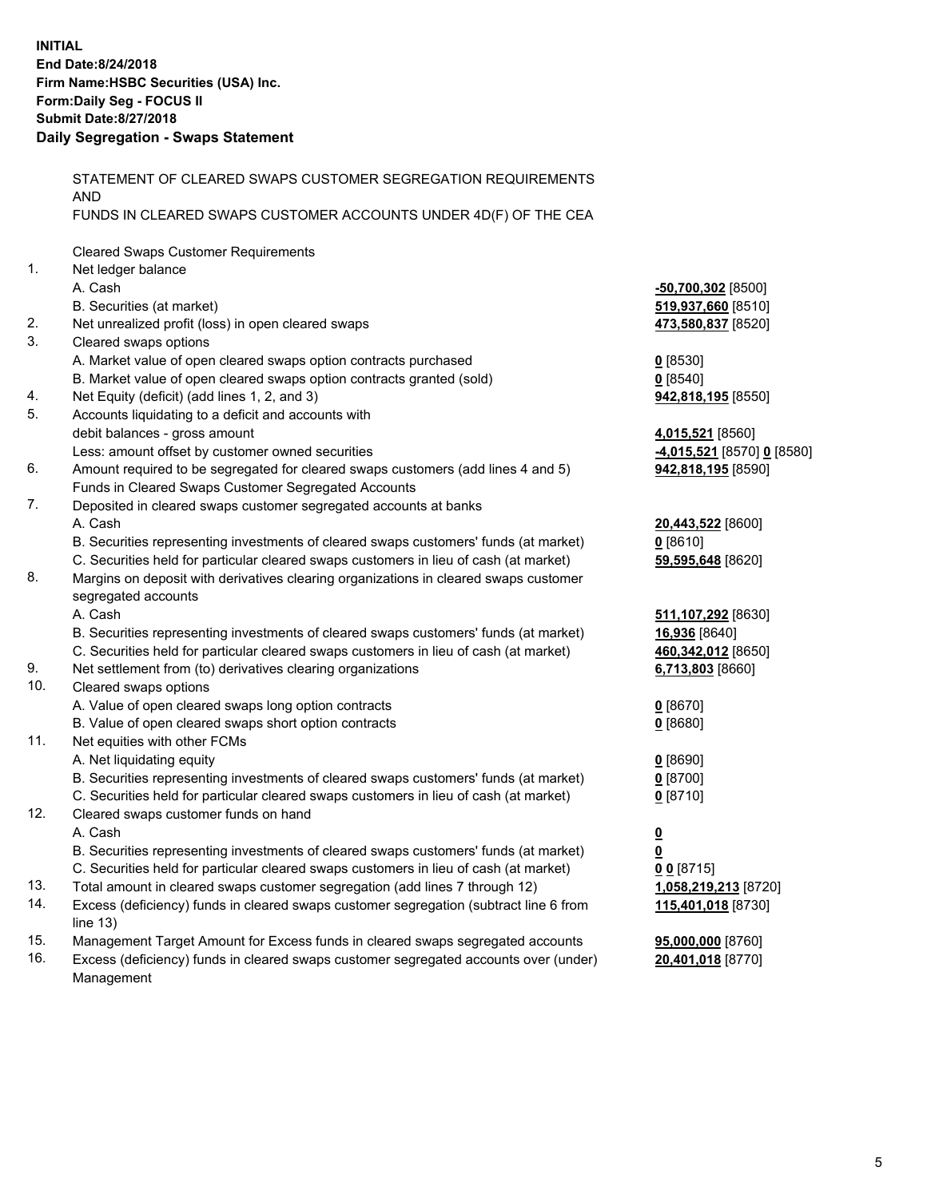**INITIAL**
**End Date:8/24/2018**
**Firm Name:HSBC Securities (USA) Inc.**
**Form:Daily Seg - FOCUS II**
**Submit Date:8/27/2018**
**Daily Segregation - Swaps Statement**

STATEMENT OF CLEARED SWAPS CUSTOMER SEGREGATION REQUIREMENTS AND FUNDS IN CLEARED SWAPS CUSTOMER ACCOUNTS UNDER 4D(F) OF THE CEA

| | | |
|---|---|---|
| | Cleared Swaps Customer Requirements | |
| 1. | Net ledger balance | |
| | A. Cash | **-50,700,302** [8500] |
| | B. Securities (at market) | **519,937,660** [8510] |
| 2. | Net unrealized profit (loss) in open cleared swaps | **473,580,837** [8520] |
| 3. | Cleared swaps options | |
| | A. Market value of open cleared swaps option contracts purchased | **0** [8530] |
| | B. Market value of open cleared swaps option contracts granted (sold) | **0** [8540] |
| 4. | Net Equity (deficit) (add lines 1, 2, and 3) | **942,818,195** [8550] |
| 5. | Accounts liquidating to a deficit and accounts with | |
| | debit balances - gross amount | **4,015,521** [8560] |
| | Less: amount offset by customer owned securities | **-4,015,521** [8570] **0** [8580] |
| 6. | Amount required to be segregated for cleared swaps customers (add lines 4 and 5) | **942,818,195** [8590] |
| | Funds in Cleared Swaps Customer Segregated Accounts | |
| 7. | Deposited in cleared swaps customer segregated accounts at banks | |
| | A. Cash | **20,443,522** [8600] |
| | B. Securities representing investments of cleared swaps customers' funds (at market) | **0** [8610] |
| | C. Securities held for particular cleared swaps customers in lieu of cash (at market) | **59,595,648** [8620] |
| 8. | Margins on deposit with derivatives clearing organizations in cleared swaps customer segregated accounts | |
| | A. Cash | **511,107,292** [8630] |
| | B. Securities representing investments of cleared swaps customers' funds (at market) | **16,936** [8640] |
| | C. Securities held for particular cleared swaps customers in lieu of cash (at market) | **460,342,012** [8650] |
| 9. | Net settlement from (to) derivatives clearing organizations | **6,713,803** [8660] |
| 10. | Cleared swaps options | |
| | A. Value of open cleared swaps long option contracts | **0** [8670] |
| | B. Value of open cleared swaps short option contracts | **0** [8680] |
| 11. | Net equities with other FCMs | |
| | A. Net liquidating equity | **0** [8690] |
| | B. Securities representing investments of cleared swaps customers' funds (at market) | **0** [8700] |
| | C. Securities held for particular cleared swaps customers in lieu of cash (at market) | **0** [8710] |
| 12. | Cleared swaps customer funds on hand | |
| | A. Cash | **0** |
| | B. Securities representing investments of cleared swaps customers' funds (at market) | **0** |
| | C. Securities held for particular cleared swaps customers in lieu of cash (at market) | **0** **0** [8715] |
| 13. | Total amount in cleared swaps customer segregation (add lines 7 through 12) | **1,058,219,213** [8720] |
| 14. | Excess (deficiency) funds in cleared swaps customer segregation (subtract line 6 from line 13) | **115,401,018** [8730] |
| 15. | Management Target Amount for Excess funds in cleared swaps segregated accounts | **95,000,000** [8760] |
| 16. | Excess (deficiency) funds in cleared swaps customer segregated accounts over (under) Management | **20,401,018** [8770] |